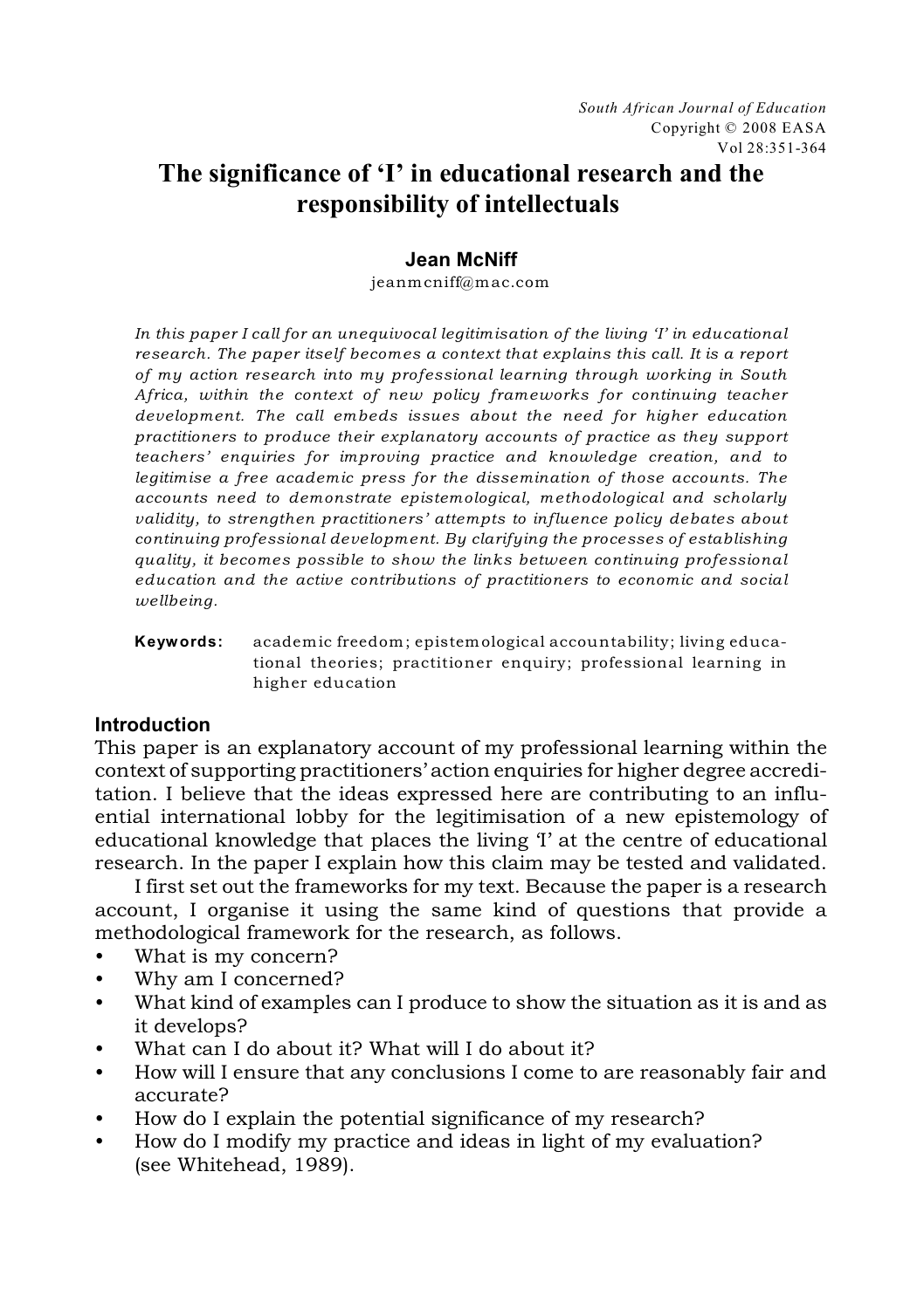# The significance of 'I' in educational research and the responsibility of intellectuals

**Jean McNiff**

jeanmcniff@mac.com

*In this paper I call for an unequivocal legitimisation of the living 'I' in educational research. The paper itself becomes a context that explains this call. It is a report of my action research into my professional learning through working in South Africa, within the context of new policy frameworks for continuing teacher development. The call embeds issues about the need for higher education practitioners to produce their explanatory accounts of practice as they support teachers' enquiries for improving practice and knowledge creation, and to legitimise a free academic press for the dissemination of those accounts. The accounts need to demonstrate epistemological, methodological and scholarly validity, to strengthen practitioners' attempts to influence policy debates about continuing professional development. By clarifying the processes of establishing quality, it becomes possible to show the links between continuing professional education and the active contributions of practitioners to economic and social wellbeing.*

**Keywords:** academic freedom; epistemological accountability; living educational theories; practitioner enquiry; professional learning in higher education

## Introduction

This paper is an explanatory account of my professional learning within the context of supporting practitioners' action enquiries for higher degree accreditation. I believe that the ideas expressed here are contributing to an influential international lobby for the legitimisation of a new epistemology of educational knowledge that places the living 'I' at the centre of educational research. In the paper I explain how this claim may be tested and validated.

I first set out the frameworks for my text. Because the paper is a research account, I organise it using the same kind of questions that provide a methodological framework for the research, as follows.

- What is my concern?
- Why am I concerned?
- What kind of examples can I produce to show the situation as it is and as it develops?
- What can I do about it? What will I do about it?
- How will I ensure that any conclusions I come to are reasonably fair and accurate?
- How do I explain the potential significance of my research?
- How do I modify my practice and ideas in light of my evaluation? (see Whitehead, 1989).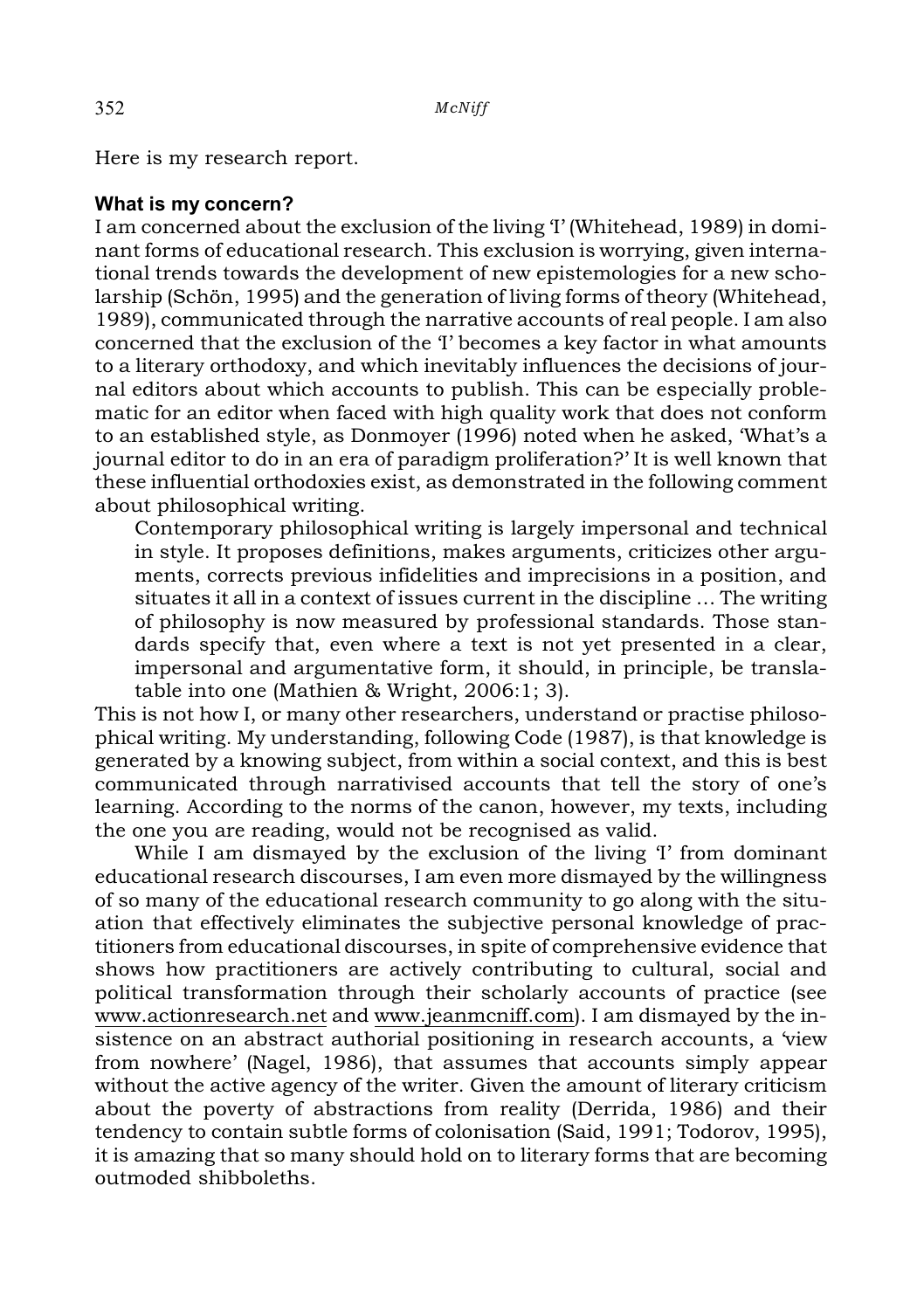Here is my research report.

**What is my concern?**

I am concerned about the exclusion of the living 'I' (Whitehead, 1989) in dominant forms of educational research. This exclusion is worrying, given international trends towards the development of new epistemologies for a new scholarship (Schön, 1995) and the generation of living forms of theory (Whitehead, 1989), communicated through the narrative accounts of real people. I am also concerned that the exclusion of the 'I' becomes a key factor in what amounts to a literary orthodoxy, and which inevitably influences the decisions of journal editors about which accounts to publish. This can be especially problematic for an editor when faced with high quality work that does not conform to an established style, as Donmoyer (1996) noted when he asked, 'What's a journal editor to do in an era of paradigm proliferation?' It is well known that these influential orthodoxies exist, as demonstrated in the following comment about philosophical writing.

> Contemporary philosophical writing is largely impersonal and technical in style. It proposes definitions, makes arguments, criticizes other arguments, corrects previous infidelities and imprecisions in a position, and situates it all in a context of issues current in the discipline … The writing of philosophy is now measured by professional standards. Those standards specify that, even where a text is not yet presented in a clear, impersonal and argumentative form, it should, in principle, be translatable into one (Mathien & Wright, 2006:1; 3).

This is not how I, or many other researchers, understand or practise philosophical writing. My understanding, following Code (1987), is that knowledge is generated by a knowing subject, from within a social context, and this is best communicated through narrativised accounts that tell the story of one's learning. According to the norms of the canon, however, my texts, including the one you are reading, would not be recognised as valid.

While I am dismayed by the exclusion of the living 'I' from dominant educational research discourses, I am even more dismayed by the willingness of so many of the educational research community to go along with the situation that effectively eliminates the subjective personal knowledge of practitioners from educational discourses, in spite of comprehensive evidence that shows how practitioners are actively contributing to cultural, social and political transformation through their scholarly accounts of practice (see www.actionresearch.net and www.jeanmcniff.com). I am dismayed by the insistence on an abstract authorial positioning in research accounts, a 'view from nowhere' (Nagel, 1986), that assumes that accounts simply appear without the active agency of the writer. Given the amount of literary criticism about the poverty of abstractions from reality (Derrida, 1986) and their tendency to contain subtle forms of colonisation (Said, 1991; Todorov, 1995), it is amazing that so many should hold on to literary forms that are becoming outmoded shibboleths.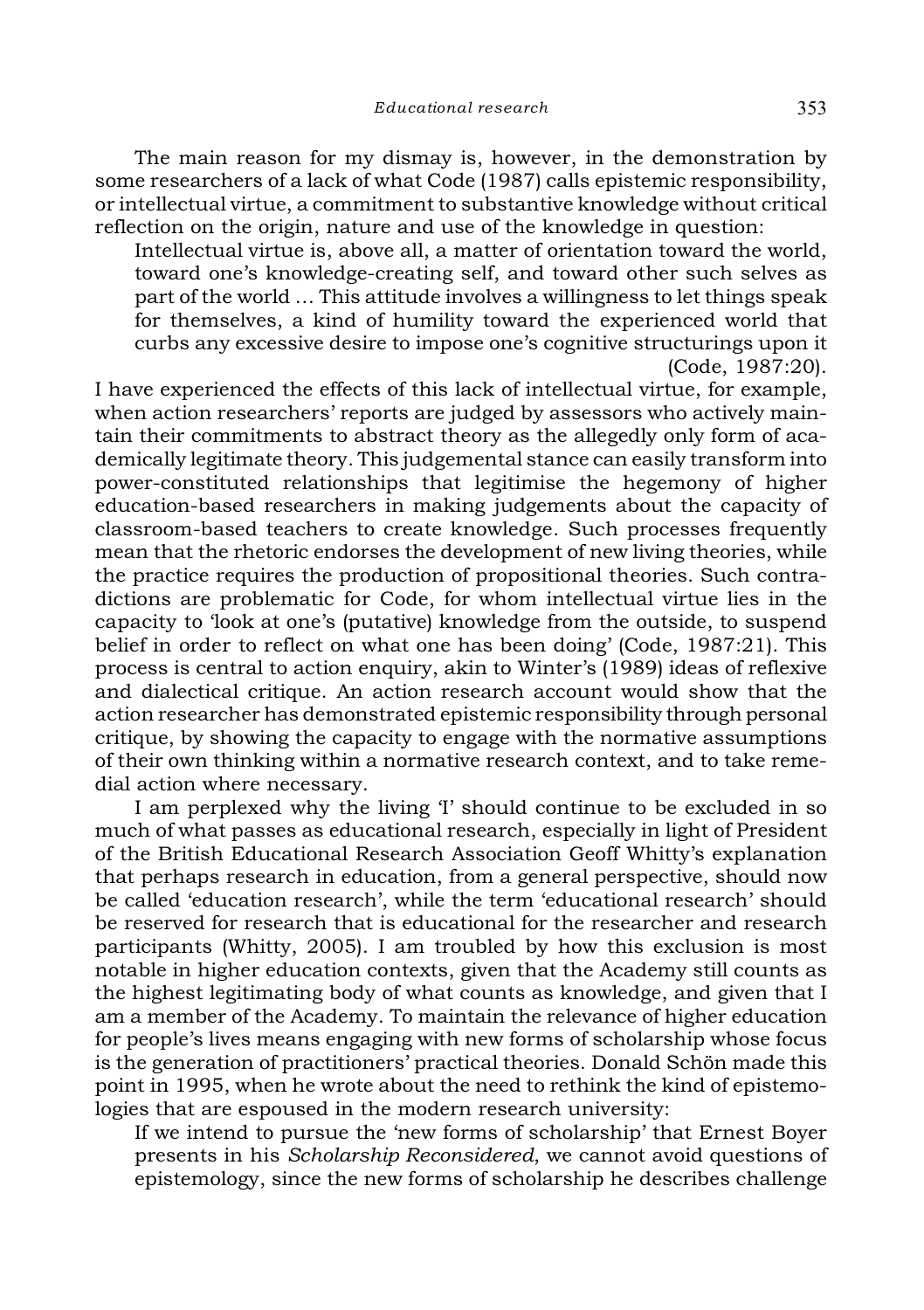The main reason for my dismay is, however, in the demonstration by some researchers of a lack of what Code (1987) calls epistemic responsibility, or intellectual virtue, a commitment to substantive knowledge without critical reflection on the origin, nature and use of the knowledge in question:

> Intellectual virtue is, above all, a matter of orientation toward the world, toward one's knowledge-creating self, and toward other such selves as part of the world … This attitude involves a willingness to let things speak for themselves, a kind of humility toward the experienced world that curbs any excessive desire to impose one's cognitive structurings upon it (Code, 1987:20).

I have experienced the effects of this lack of intellectual virtue, for example, when action researchers' reports are judged by assessors who actively maintain their commitments to abstract theory as the allegedly only form of academically legitimate theory. This judgemental stance can easily transform into power-constituted relationships that legitimise the hegemony of higher education-based researchers in making judgements about the capacity of classroom-based teachers to create knowledge. Such processes frequently mean that the rhetoric endorses the development of new living theories, while the practice requires the production of propositional theories. Such contradictions are problematic for Code, for whom intellectual virtue lies in the capacity to 'look at one's (putative) knowledge from the outside, to suspend belief in order to reflect on what one has been doing' (Code, 1987:21). This process is central to action enquiry, akin to Winter's (1989) ideas of reflexive and dialectical critique. An action research account would show that the action researcher has demonstrated epistemic responsibility through personal critique, by showing the capacity to engage with the normative assumptions of their own thinking within a normative research context, and to take remedial action where necessary.

I am perplexed why the living 'I' should continue to be excluded in so much of what passes as educational research, especially in light of President of the British Educational Research Association Geoff Whitty's explanation that perhaps research in education, from a general perspective, should now be called 'education research', while the term 'educational research' should be reserved for research that is educational for the researcher and research participants (Whitty, 2005). I am troubled by how this exclusion is most notable in higher education contexts, given that the Academy still counts as the highest legitimating body of what counts as knowledge, and given that I am a member of the Academy. To maintain the relevance of higher education for people's lives means engaging with new forms of scholarship whose focus is the generation of practitioners' practical theories. Donald Schön made this point in 1995, when he wrote about the need to rethink the kind of epistemologies that are espoused in the modern research university:

> If we intend to pursue the 'new forms of scholarship' that Ernest Boyer presents in his *Scholarship Reconsidered*, we cannot avoid questions of epistemology, since the new forms of scholarship he describes challenge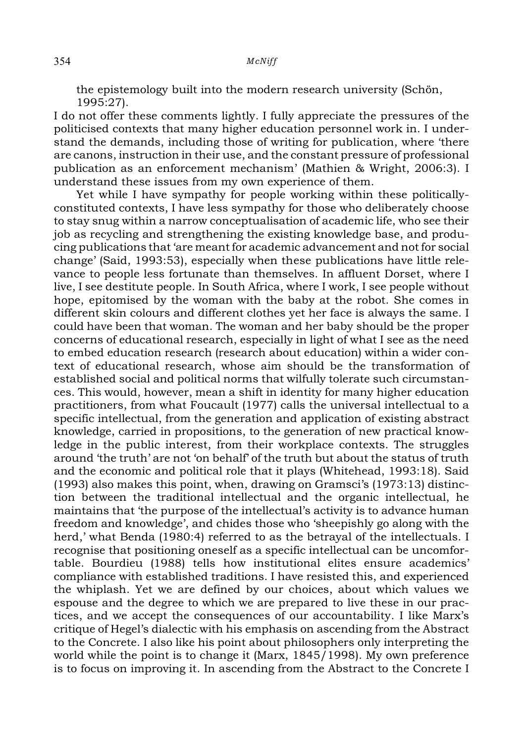the epistemology built into the modern research university (Schön, 1995:27).

I do not offer these comments lightly. I fully appreciate the pressures of the politicised contexts that many higher education personnel work in. I understand the demands, including those of writing for publication, where 'there are canons, instruction in their use, and the constant pressure of professional publication as an enforcement mechanism' (Mathien & Wright, 2006:3). I understand these issues from my own experience of them.

Yet while I have sympathy for people working within these politically-constituted contexts, I have less sympathy for those who deliberately choose to stay snug within a narrow conceptualisation of academic life, who see their job as recycling and strengthening the existing knowledge base, and producing publications that 'are meant for academic advancement and not for social change' (Said, 1993:53), especially when these publications have little relevance to people less fortunate than themselves. In affluent Dorset, where I live, I see destitute people. In South Africa, where I work, I see people without hope, epitomised by the woman with the baby at the robot. She comes in different skin colours and different clothes yet her face is always the same. I could have been that woman. The woman and her baby should be the proper concerns of educational research, especially in light of what I see as the need to embed education research (research about education) within a wider context of educational research, whose aim should be the transformation of established social and political norms that wilfully tolerate such circumstances. This would, however, mean a shift in identity for many higher education practitioners, from what Foucault (1977) calls the universal intellectual to a specific intellectual, from the generation and application of existing abstract knowledge, carried in propositions, to the generation of new practical knowledge in the public interest, from their workplace contexts. The struggles around 'the truth' are not 'on behalf' of the truth but about the status of truth and the economic and political role that it plays (Whitehead, 1993:18). Said (1993) also makes this point, when, drawing on Gramsci's (1973:13) distinction between the traditional intellectual and the organic intellectual, he maintains that 'the purpose of the intellectual's activity is to advance human freedom and knowledge', and chides those who 'sheepishly go along with the herd,' what Benda (1980:4) referred to as the betrayal of the intellectuals. I recognise that positioning oneself as a specific intellectual can be uncomfortable. Bourdieu (1988) tells how institutional elites ensure academics' compliance with established traditions. I have resisted this, and experienced the whiplash. Yet we are defined by our choices, about which values we espouse and the degree to which we are prepared to live these in our practices, and we accept the consequences of our accountability. I like Marx's critique of Hegel's dialectic with his emphasis on ascending from the Abstract to the Concrete. I also like his point about philosophers only interpreting the world while the point is to change it (Marx, 1845/1998). My own preference is to focus on improving it. In ascending from the Abstract to the Concrete I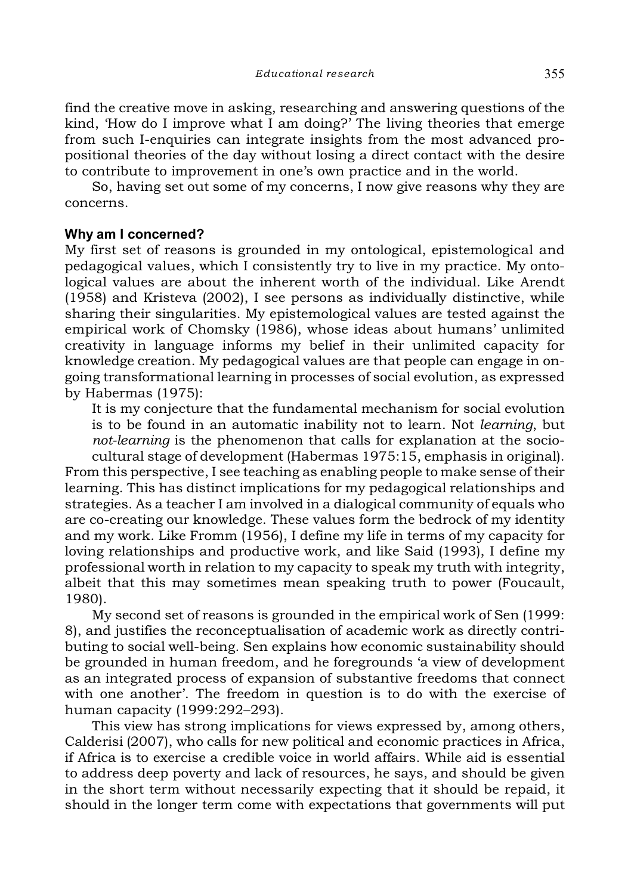find the creative move in asking, researching and answering questions of the kind, 'How do I improve what I am doing?' The living theories that emerge from such I-enquiries can integrate insights from the most advanced propositional theories of the day without losing a direct contact with the desire to contribute to improvement in one's own practice and in the world.

So, having set out some of my concerns, I now give reasons why they are concerns.

### Why am I concerned?

My first set of reasons is grounded in my ontological, epistemological and pedagogical values, which I consistently try to live in my practice. My ontological values are about the inherent worth of the individual. Like Arendt (1958) and Kristeva (2002), I see persons as individually distinctive, while sharing their singularities. My epistemological values are tested against the empirical work of Chomsky (1986), whose ideas about humans' unlimited creativity in language informs my belief in their unlimited capacity for knowledge creation. My pedagogical values are that people can engage in ongoing transformational learning in processes of social evolution, as expressed by Habermas (1975):

> It is my conjecture that the fundamental mechanism for social evolution is to be found in an automatic inability not to learn. Not *learning*, but *not-learning* is the phenomenon that calls for explanation at the socio-cultural stage of development (Habermas 1975:15, emphasis in original).

From this perspective, I see teaching as enabling people to make sense of their learning. This has distinct implications for my pedagogical relationships and strategies. As a teacher I am involved in a dialogical community of equals who are co-creating our knowledge. These values form the bedrock of my identity and my work. Like Fromm (1956), I define my life in terms of my capacity for loving relationships and productive work, and like Said (1993), I define my professional worth in relation to my capacity to speak my truth with integrity, albeit that this may sometimes mean speaking truth to power (Foucault, 1980).

My second set of reasons is grounded in the empirical work of Sen (1999: 8), and justifies the reconceptualisation of academic work as directly contributing to social well-being. Sen explains how economic sustainability should be grounded in human freedom, and he foregrounds 'a view of development as an integrated process of expansion of substantive freedoms that connect with one another'. The freedom in question is to do with the exercise of human capacity (1999:292–293).

This view has strong implications for views expressed by, among others, Calderisi (2007), who calls for new political and economic practices in Africa, if Africa is to exercise a credible voice in world affairs. While aid is essential to address deep poverty and lack of resources, he says, and should be given in the short term without necessarily expecting that it should be repaid, it should in the longer term come with expectations that governments will put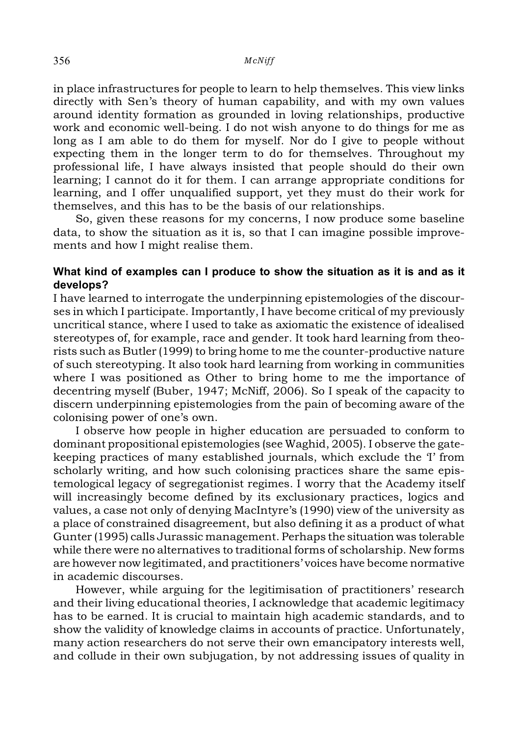in place infrastructures for people to learn to help themselves. This view links directly with Sen's theory of human capability, and with my own values around identity formation as grounded in loving relationships, productive work and economic well-being. I do not wish anyone to do things for me as long as I am able to do them for myself. Nor do I give to people without expecting them in the longer term to do for themselves. Throughout my professional life, I have always insisted that people should do their own learning; I cannot do it for them. I can arrange appropriate conditions for learning, and I offer unqualified support, yet they must do their work for themselves, and this has to be the basis of our relationships.

So, given these reasons for my concerns, I now produce some baseline data, to show the situation as it is, so that I can imagine possible improvements and how I might realise them.

### What kind of examples can I produce to show the situation as it is and as it develops?

I have learned to interrogate the underpinning epistemologies of the discourses in which I participate. Importantly, I have become critical of my previously uncritical stance, where I used to take as axiomatic the existence of idealised stereotypes of, for example, race and gender. It took hard learning from theorists such as Butler (1999) to bring home to me the counter-productive nature of such stereotyping. It also took hard learning from working in communities where I was positioned as Other to bring home to me the importance of decentring myself (Buber, 1947; McNiff, 2006). So I speak of the capacity to discern underpinning epistemologies from the pain of becoming aware of the colonising power of one's own.

I observe how people in higher education are persuaded to conform to dominant propositional epistemologies (see Waghid, 2005). I observe the gatekeeping practices of many established journals, which exclude the 'I' from scholarly writing, and how such colonising practices share the same epistemological legacy of segregationist regimes. I worry that the Academy itself will increasingly become defined by its exclusionary practices, logics and values, a case not only of denying MacIntyre's (1990) view of the university as a place of constrained disagreement, but also defining it as a product of what Gunter (1995) calls Jurassic management. Perhaps the situation was tolerable while there were no alternatives to traditional forms of scholarship. New forms are however now legitimated, and practitioners' voices have become normative in academic discourses.

However, while arguing for the legitimisation of practitioners' research and their living educational theories, I acknowledge that academic legitimacy has to be earned. It is crucial to maintain high academic standards, and to show the validity of knowledge claims in accounts of practice. Unfortunately, many action researchers do not serve their own emancipatory interests well, and collude in their own subjugation, by not addressing issues of quality in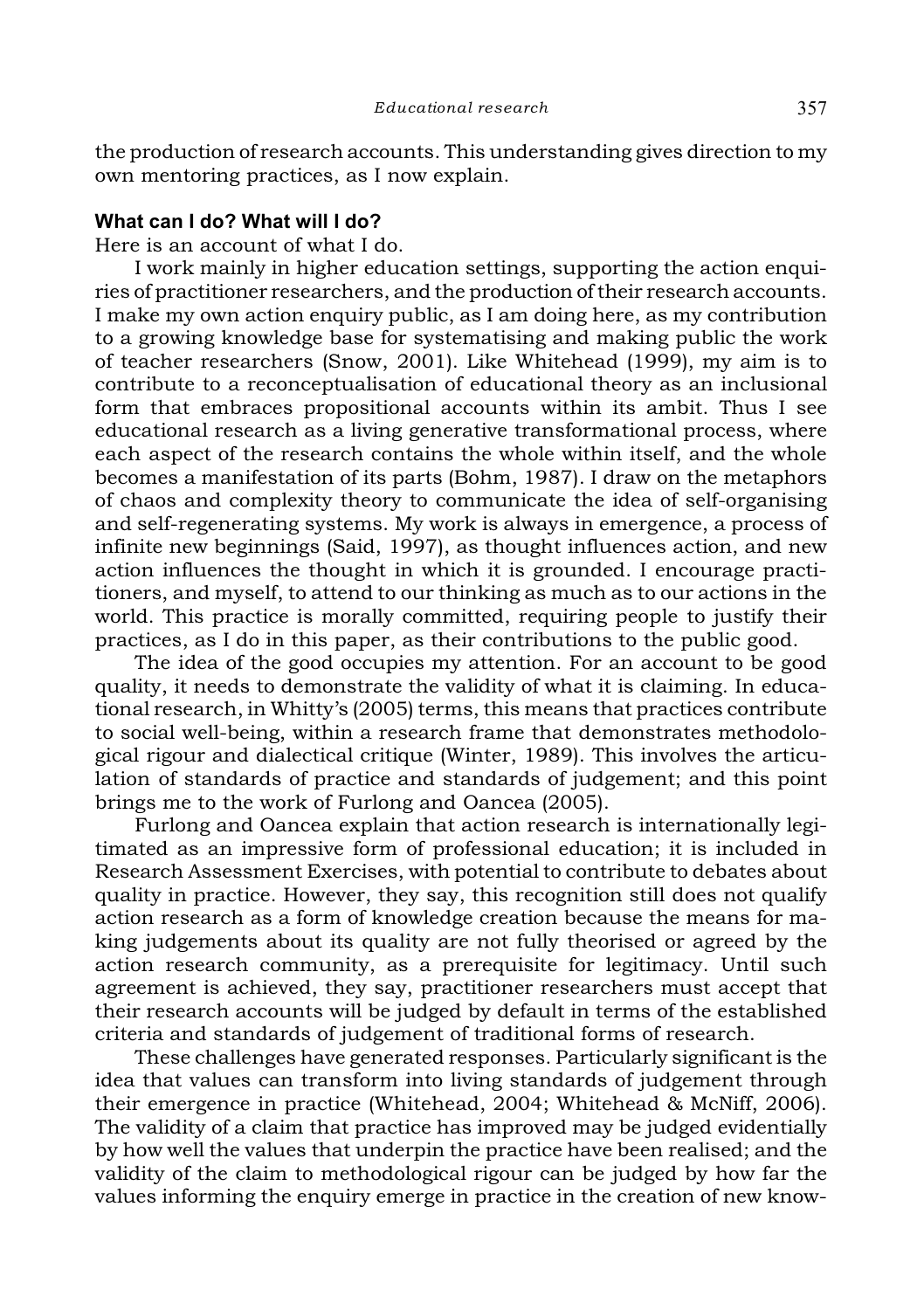the production of research accounts. This understanding gives direction to my own mentoring practices, as I now explain.

## What can I do? What will I do?

Here is an account of what I do.

I work mainly in higher education settings, supporting the action enquiries of practitioner researchers, and the production of their research accounts. I make my own action enquiry public, as I am doing here, as my contribution to a growing knowledge base for systematising and making public the work of teacher researchers (Snow, 2001). Like Whitehead (1999), my aim is to contribute to a reconceptualisation of educational theory as an inclusional form that embraces propositional accounts within its ambit. Thus I see educational research as a living generative transformational process, where each aspect of the research contains the whole within itself, and the whole becomes a manifestation of its parts (Bohm, 1987). I draw on the metaphors of chaos and complexity theory to communicate the idea of self-organising and self-regenerating systems. My work is always in emergence, a process of infinite new beginnings (Said, 1997), as thought influences action, and new action influences the thought in which it is grounded. I encourage practitioners, and myself, to attend to our thinking as much as to our actions in the world. This practice is morally committed, requiring people to justify their practices, as I do in this paper, as their contributions to the public good.

The idea of the good occupies my attention. For an account to be good quality, it needs to demonstrate the validity of what it is claiming. In educational research, in Whitty's (2005) terms, this means that practices contribute to social well-being, within a research frame that demonstrates methodological rigour and dialectical critique (Winter, 1989). This involves the articulation of standards of practice and standards of judgement; and this point brings me to the work of Furlong and Oancea (2005).

Furlong and Oancea explain that action research is internationally legitimated as an impressive form of professional education; it is included in Research Assessment Exercises, with potential to contribute to debates about quality in practice. However, they say, this recognition still does not qualify action research as a form of knowledge creation because the means for making judgements about its quality are not fully theorised or agreed by the action research community, as a prerequisite for legitimacy. Until such agreement is achieved, they say, practitioner researchers must accept that their research accounts will be judged by default in terms of the established criteria and standards of judgement of traditional forms of research.

These challenges have generated responses. Particularly significant is the idea that values can transform into living standards of judgement through their emergence in practice (Whitehead, 2004; Whitehead & McNiff, 2006). The validity of a claim that practice has improved may be judged evidentially by how well the values that underpin the practice have been realised; and the validity of the claim to methodological rigour can be judged by how far the values informing the enquiry emerge in practice in the creation of new know-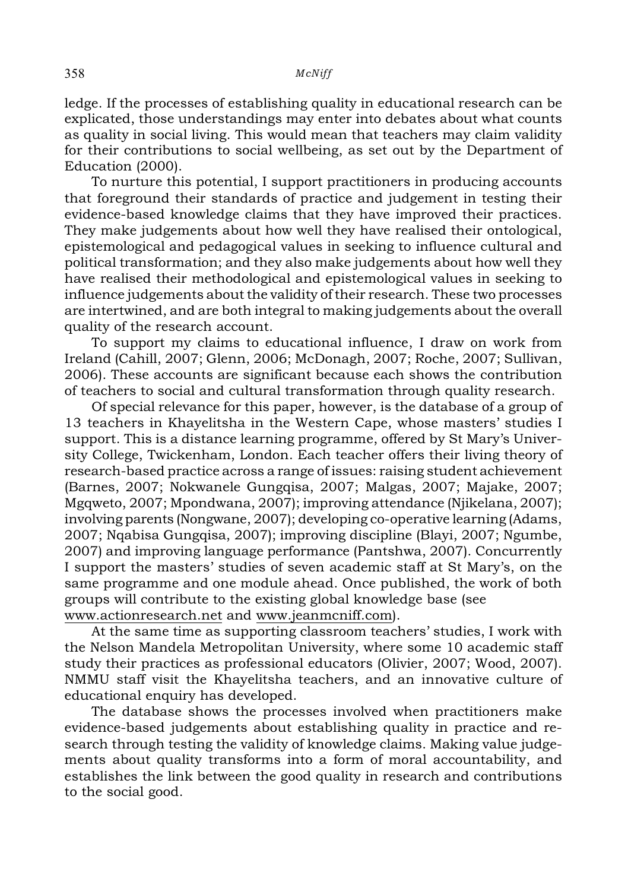ledge. If the processes of establishing quality in educational research can be explicated, those understandings may enter into debates about what counts as quality in social living. This would mean that teachers may claim validity for their contributions to social wellbeing, as set out by the Department of Education (2000).

To nurture this potential, I support practitioners in producing accounts that foreground their standards of practice and judgement in testing their evidence-based knowledge claims that they have improved their practices. They make judgements about how well they have realised their ontological, epistemological and pedagogical values in seeking to influence cultural and political transformation; and they also make judgements about how well they have realised their methodological and epistemological values in seeking to influence judgements about the validity of their research. These two processes are intertwined, and are both integral to making judgements about the overall quality of the research account.

To support my claims to educational influence, I draw on work from Ireland (Cahill, 2007; Glenn, 2006; McDonagh, 2007; Roche, 2007; Sullivan, 2006). These accounts are significant because each shows the contribution of teachers to social and cultural transformation through quality research.

Of special relevance for this paper, however, is the database of a group of 13 teachers in Khayelitsha in the Western Cape, whose masters' studies I support. This is a distance learning programme, offered by St Mary's University College, Twickenham, London. Each teacher offers their living theory of research-based practice across a range of issues: raising student achievement (Barnes, 2007; Nokwanele Gungqisa, 2007; Malgas, 2007; Majake, 2007; Mgqweto, 2007; Mpondwana, 2007); improving attendance (Njikelana, 2007); involving parents (Nongwane, 2007); developing co-operative learning (Adams, 2007; Nqabisa Gungqisa, 2007); improving discipline (Blayi, 2007; Ngumbe, 2007) and improving language performance (Pantshwa, 2007). Concurrently I support the masters' studies of seven academic staff at St Mary's, on the same programme and one module ahead. Once published, the work of both groups will contribute to the existing global knowledge base (see www.actionresearch.net and www.jeanmcniff.com).

At the same time as supporting classroom teachers' studies, I work with the Nelson Mandela Metropolitan University, where some 10 academic staff study their practices as professional educators (Olivier, 2007; Wood, 2007). NMMU staff visit the Khayelitsha teachers, and an innovative culture of educational enquiry has developed.

The database shows the processes involved when practitioners make evidence-based judgements about establishing quality in practice and research through testing the validity of knowledge claims. Making value judgements about quality transforms into a form of moral accountability, and establishes the link between the good quality in research and contributions to the social good.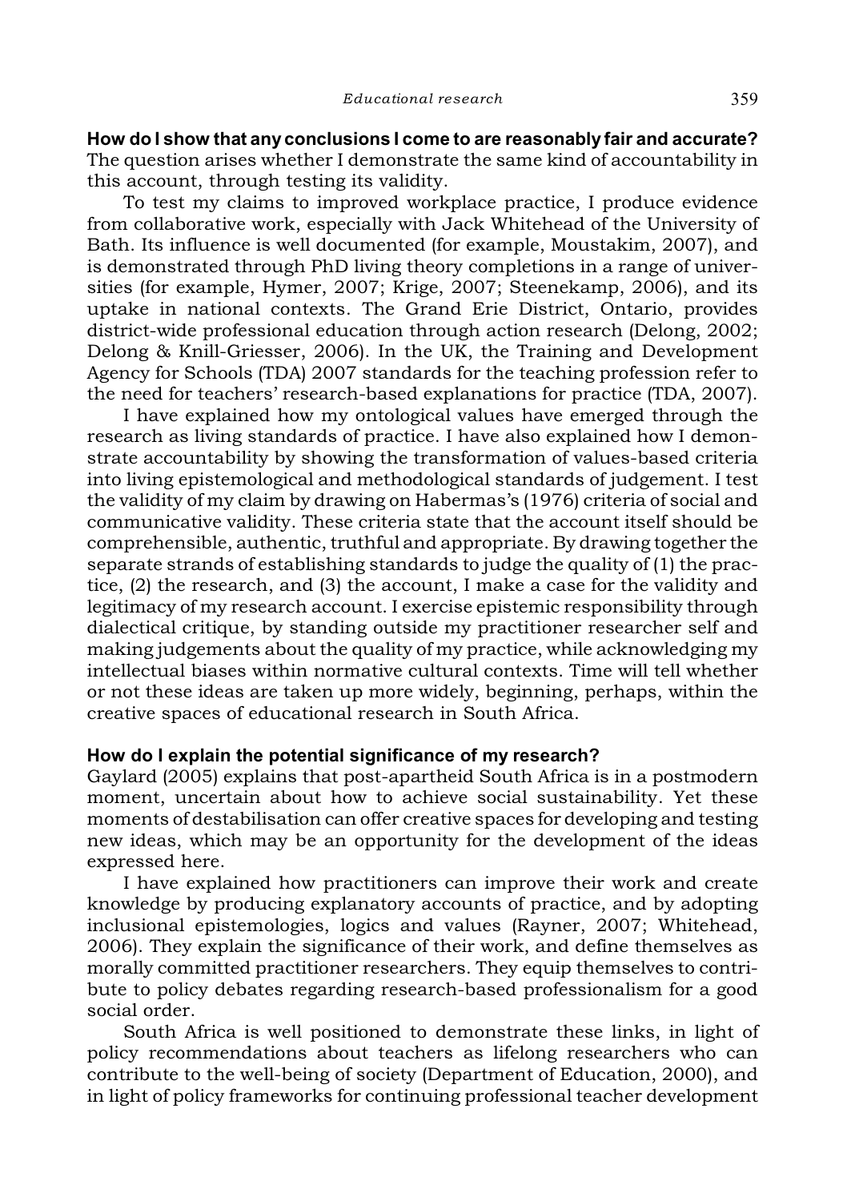**How do I show that any conclusions I come to are reasonably fair and accurate?**
The question arises whether I demonstrate the same kind of accountability in this account, through testing its validity.

To test my claims to improved workplace practice, I produce evidence from collaborative work, especially with Jack Whitehead of the University of Bath. Its influence is well documented (for example, Moustakim, 2007), and is demonstrated through PhD living theory completions in a range of universities (for example, Hymer, 2007; Krige, 2007; Steenekamp, 2006), and its uptake in national contexts. The Grand Erie District, Ontario, provides district-wide professional education through action research (Delong, 2002; Delong & Knill-Griesser, 2006). In the UK, the Training and Development Agency for Schools (TDA) 2007 standards for the teaching profession refer to the need for teachers' research-based explanations for practice (TDA, 2007).

I have explained how my ontological values have emerged through the research as living standards of practice. I have also explained how I demonstrate accountability by showing the transformation of values-based criteria into living epistemological and methodological standards of judgement. I test the validity of my claim by drawing on Habermas's (1976) criteria of social and communicative validity. These criteria state that the account itself should be comprehensible, authentic, truthful and appropriate. By drawing together the separate strands of establishing standards to judge the quality of (1) the practice, (2) the research, and (3) the account, I make a case for the validity and legitimacy of my research account. I exercise epistemic responsibility through dialectical critique, by standing outside my practitioner researcher self and making judgements about the quality of my practice, while acknowledging my intellectual biases within normative cultural contexts. Time will tell whether or not these ideas are taken up more widely, beginning, perhaps, within the creative spaces of educational research in South Africa.

**How do I explain the potential significance of my research?**
Gaylard (2005) explains that post-apartheid South Africa is in a postmodern moment, uncertain about how to achieve social sustainability. Yet these moments of destabilisation can offer creative spaces for developing and testing new ideas, which may be an opportunity for the development of the ideas expressed here.

I have explained how practitioners can improve their work and create knowledge by producing explanatory accounts of practice, and by adopting inclusional epistemologies, logics and values (Rayner, 2007; Whitehead, 2006). They explain the significance of their work, and define themselves as morally committed practitioner researchers. They equip themselves to contribute to policy debates regarding research-based professionalism for a good social order.

South Africa is well positioned to demonstrate these links, in light of policy recommendations about teachers as lifelong researchers who can contribute to the well-being of society (Department of Education, 2000), and in light of policy frameworks for continuing professional teacher development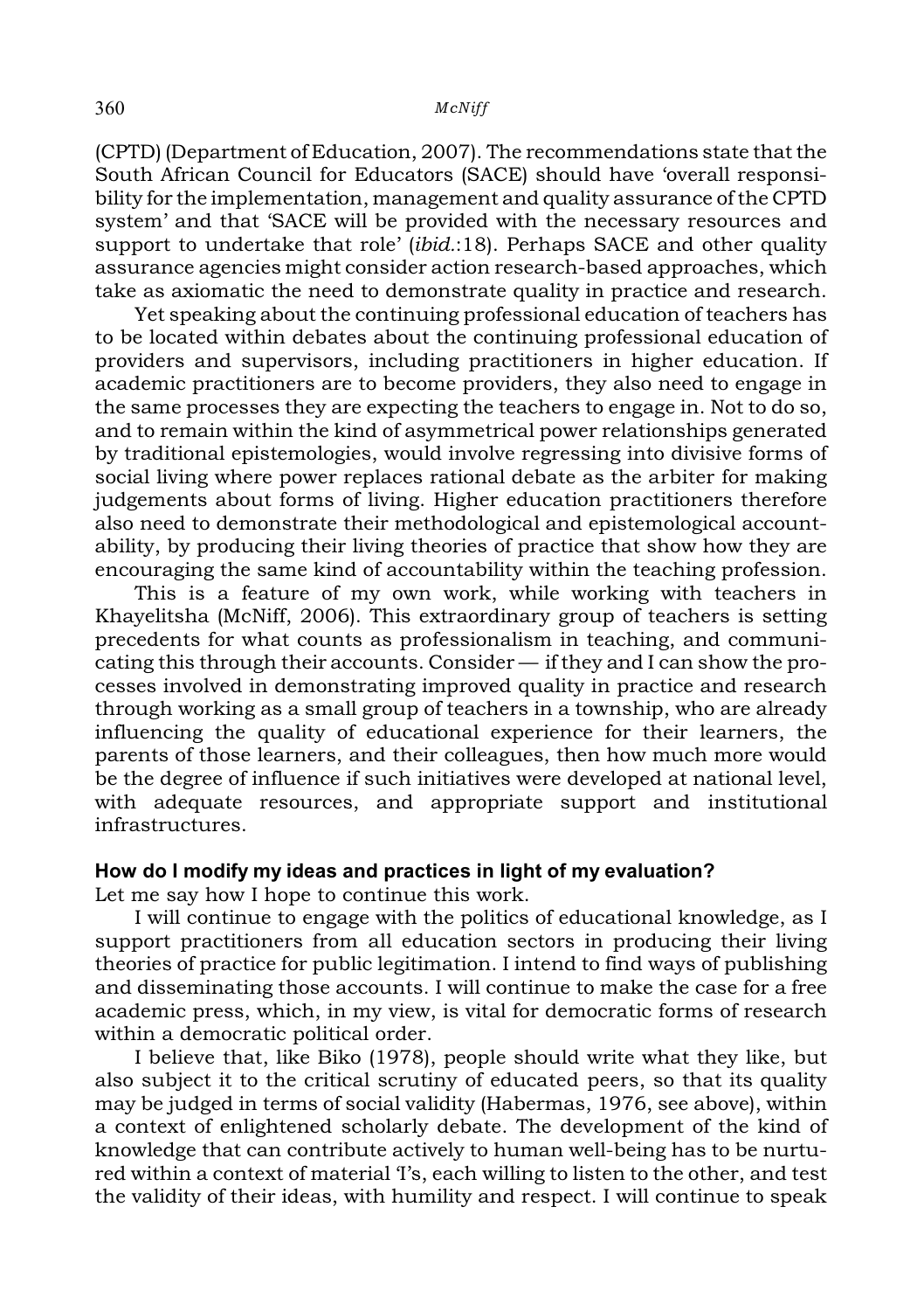(CPTD) (Department of Education, 2007). The recommendations state that the South African Council for Educators (SACE) should have 'overall responsibility for the implementation, management and quality assurance of the CPTD system' and that 'SACE will be provided with the necessary resources and support to undertake that role' (*ibid.*:18). Perhaps SACE and other quality assurance agencies might consider action research-based approaches, which take as axiomatic the need to demonstrate quality in practice and research.

Yet speaking about the continuing professional education of teachers has to be located within debates about the continuing professional education of providers and supervisors, including practitioners in higher education. If academic practitioners are to become providers, they also need to engage in the same processes they are expecting the teachers to engage in. Not to do so, and to remain within the kind of asymmetrical power relationships generated by traditional epistemologies, would involve regressing into divisive forms of social living where power replaces rational debate as the arbiter for making judgements about forms of living. Higher education practitioners therefore also need to demonstrate their methodological and epistemological accountability, by producing their living theories of practice that show how they are encouraging the same kind of accountability within the teaching profession.

This is a feature of my own work, while working with teachers in Khayelitsha (McNiff, 2006). This extraordinary group of teachers is setting precedents for what counts as professionalism in teaching, and communicating this through their accounts. Consider — if they and I can show the processes involved in demonstrating improved quality in practice and research through working as a small group of teachers in a township, who are already influencing the quality of educational experience for their learners, the parents of those learners, and their colleagues, then how much more would be the degree of influence if such initiatives were developed at national level, with adequate resources, and appropriate support and institutional infrastructures.

**How do I modify my ideas and practices in light of my evaluation?**

Let me say how I hope to continue this work.

I will continue to engage with the politics of educational knowledge, as I support practitioners from all education sectors in producing their living theories of practice for public legitimation. I intend to find ways of publishing and disseminating those accounts. I will continue to make the case for a free academic press, which, in my view, is vital for democratic forms of research within a democratic political order.

I believe that, like Biko (1978), people should write what they like, but also subject it to the critical scrutiny of educated peers, so that its quality may be judged in terms of social validity (Habermas, 1976, see above), within a context of enlightened scholarly debate. The development of the kind of knowledge that can contribute actively to human well-being has to be nurtured within a context of material 'I's, each willing to listen to the other, and test the validity of their ideas, with humility and respect. I will continue to speak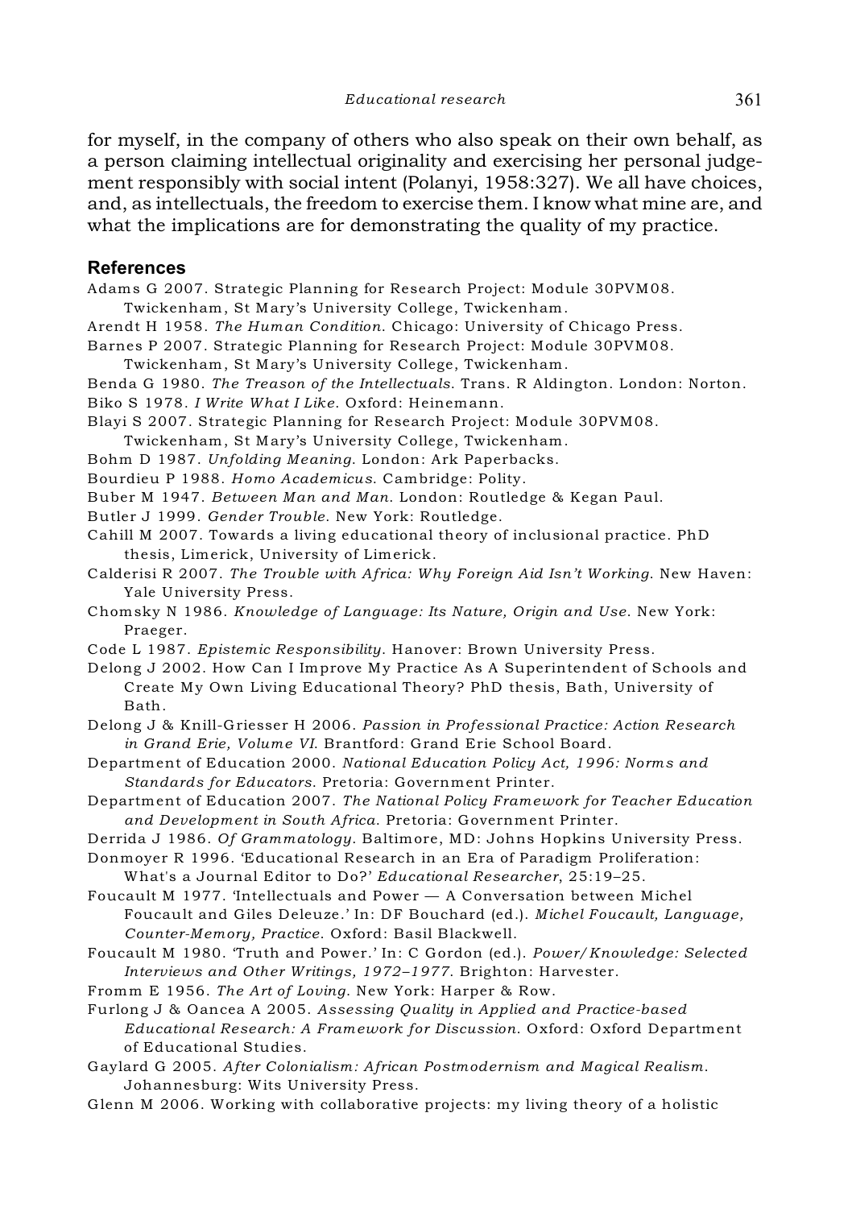for myself, in the company of others who also speak on their own behalf, as a person claiming intellectual originality and exercising her personal judgement responsibly with social intent (Polanyi, 1958:327). We all have choices, and, as intellectuals, the freedom to exercise them. I know what mine are, and what the implications are for demonstrating the quality of my practice.

## References

Adams G 2007. Strategic Planning for Research Project: Module 30PVM08. Twickenham, St Mary's University College, Twickenham.

Arendt H 1958. *The Human Condition*. Chicago: University of Chicago Press.

Barnes P 2007. Strategic Planning for Research Project: Module 30PVM08. Twickenham, St Mary's University College, Twickenham.

Benda G 1980. *The Treason of the Intellectuals*. Trans. R Aldington. London: Norton.

Biko S 1978. *I Write What I Like*. Oxford: Heinemann.

Blayi S 2007. Strategic Planning for Research Project: Module 30PVM08. Twickenham, St Mary's University College, Twickenham.

Bohm D 1987. *Unfolding Meaning*. London: Ark Paperbacks.

Bourdieu P 1988. *Homo Academicus*. Cambridge: Polity.

Buber M 1947. *Between Man and Man*. London: Routledge & Kegan Paul.

Butler J 1999. *Gender Trouble*. New York: Routledge.

Cahill M 2007. Towards a living educational theory of inclusional practice. PhD thesis, Limerick, University of Limerick.

Calderisi R 2007. *The Trouble with Africa: Why Foreign Aid Isn't Working*. New Haven: Yale University Press.

Chomsky N 1986. *Knowledge of Language: Its Nature, Origin and Use*. New York: Praeger.

Code L 1987. *Epistemic Responsibility*. Hanover: Brown University Press.

Delong J 2002. How Can I Improve My Practice As A Superintendent of Schools and Create My Own Living Educational Theory? PhD thesis, Bath, University of Bath.

Delong J & Knill-Griesser H 2006. *Passion in Professional Practice: Action Research in Grand Erie, Volume VI*. Brantford: Grand Erie School Board.

Department of Education 2000. *National Education Policy Act, 1996: Norms and Standards for Educators*. Pretoria: Government Printer.

Department of Education 2007. *The National Policy Framework for Teacher Education and Development in South Africa*. Pretoria: Government Printer.

Derrida J 1986. *Of Grammatology*. Baltimore, MD: Johns Hopkins University Press.

Donmoyer R 1996. 'Educational Research in an Era of Paradigm Proliferation: What's a Journal Editor to Do?' *Educational Researcher*, 25:19–25.

Foucault M 1977. 'Intellectuals and Power — A Conversation between Michel Foucault and Giles Deleuze.' In: DF Bouchard (ed.). *Michel Foucault, Language, Counter-Memory, Practice*. Oxford: Basil Blackwell.

Foucault M 1980. 'Truth and Power.' In: C Gordon (ed.). *Power/Knowledge: Selected Interviews and Other Writings, 1972–1977*. Brighton: Harvester.

Fromm E 1956. *The Art of Loving*. New York: Harper & Row.

Furlong J & Oancea A 2005. *Assessing Quality in Applied and Practice-based Educational Research: A Framework for Discussion*. Oxford: Oxford Department of Educational Studies.

Gaylard G 2005. *After Colonialism: African Postmodernism and Magical Realism*. Johannesburg: Wits University Press.

Glenn M 2006. Working with collaborative projects: my living theory of a holistic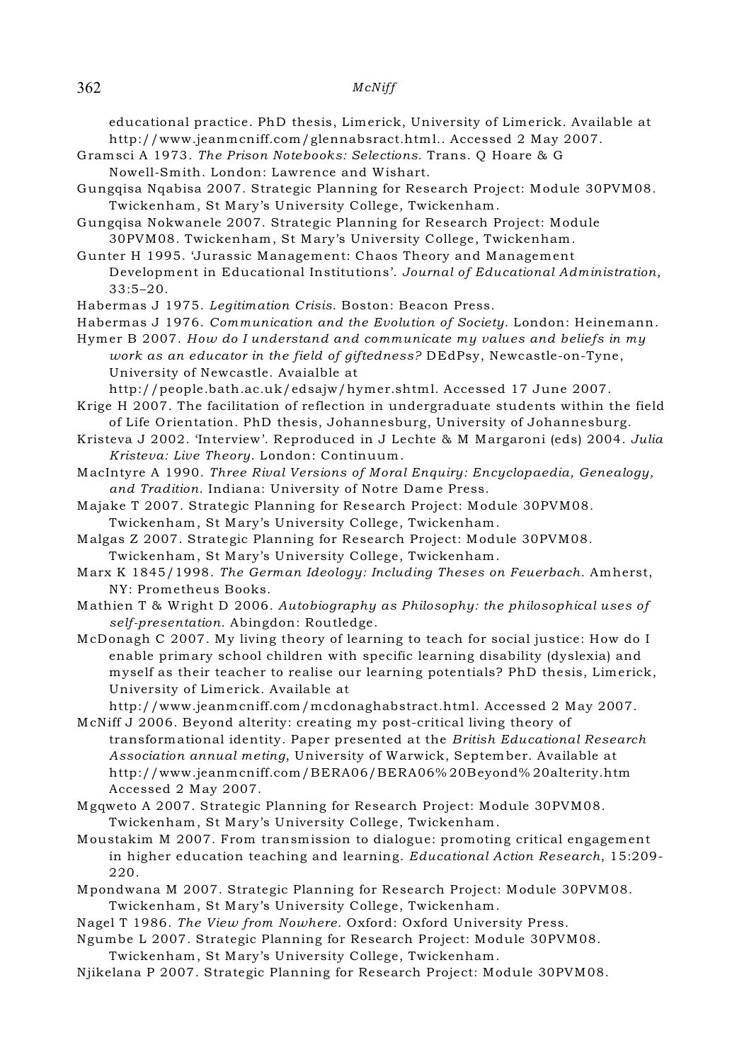educational practice. PhD thesis, Limerick, University of Limerick. Available at http://www.jeanmcniff.com/glennabsract.html.. Accessed 2 May 2007.

Gramsci A 1973. *The Prison Notebooks: Selections*. Trans. Q Hoare & G Nowell-Smith. London: Lawrence and Wishart.

Gungqisa Nqabisa 2007. Strategic Planning for Research Project: Module 30PVM08. Twickenham, St Mary's University College, Twickenham.

Gungqisa Nokwanele 2007. Strategic Planning for Research Project: Module 30PVM08. Twickenham, St Mary's University College, Twickenham.

Gunter H 1995. 'Jurassic Management: Chaos Theory and Management Development in Educational Institutions'. *Journal of Educational Administration*, 33:5–20.

Habermas J 1975. *Legitimation Crisis*. Boston: Beacon Press.

Habermas J 1976. *Communication and the Evolution of Society*. London: Heinemann.

Hymer B 2007. *How do I understand and communicate my values and beliefs in my work as an educator in the field of giftedness?* DEdPsy, Newcastle-on-Tyne, University of Newcastle. Avaialble at http://people.bath.ac.uk/edsajw/hymer.shtml. Accessed 17 June 2007.

Krige H 2007. The facilitation of reflection in undergraduate students within the field of Life Orientation. PhD thesis, Johannesburg, University of Johannesburg.

Kristeva J 2002. 'Interview'. Reproduced in J Lechte & M Margaroni (eds) 2004. *Julia Kristeva: Live Theory*. London: Continuum.

MacIntyre A 1990. *Three Rival Versions of Moral Enquiry: Encyclopaedia, Genealogy, and Tradition*. Indiana: University of Notre Dame Press.

Majake T 2007. Strategic Planning for Research Project: Module 30PVM08. Twickenham, St Mary's University College, Twickenham.

Malgas Z 2007. Strategic Planning for Research Project: Module 30PVM08. Twickenham, St Mary's University College, Twickenham.

Marx K 1845/1998. *The German Ideology: Including Theses on Feuerbach*. Amherst, NY: Prometheus Books.

Mathien T & Wright D 2006. *Autobiography as Philosophy: the philosophical uses of self-presentation*. Abingdon: Routledge.

McDonagh C 2007. My living theory of learning to teach for social justice: How do I enable primary school children with specific learning disability (dyslexia) and myself as their teacher to realise our learning potentials? PhD thesis, Limerick, University of Limerick. Available at http://www.jeanmcniff.com/mcdonaghabstract.html. Accessed 2 May 2007.

McNiff J 2006. Beyond alterity: creating my post-critical living theory of transformational identity. Paper presented at the *British Educational Research Association annual meting*, University of Warwick, September. Available at http://www.jeanmcniff.com/BERA06/BERA06%20Beyond%20alterity.htm Accessed 2 May 2007.

Mgqweto A 2007. Strategic Planning for Research Project: Module 30PVM08. Twickenham, St Mary's University College, Twickenham.

Moustakim M 2007. From transmission to dialogue: promoting critical engagement in higher education teaching and learning. *Educational Action Research*, 15:209-220.

Mpondwana M 2007. Strategic Planning for Research Project: Module 30PVM08. Twickenham, St Mary's University College, Twickenham.

Nagel T 1986. *The View from Nowhere*. Oxford: Oxford University Press.

Ngumbe L 2007. Strategic Planning for Research Project: Module 30PVM08. Twickenham, St Mary's University College, Twickenham.

Njikelana P 2007. Strategic Planning for Research Project: Module 30PVM08.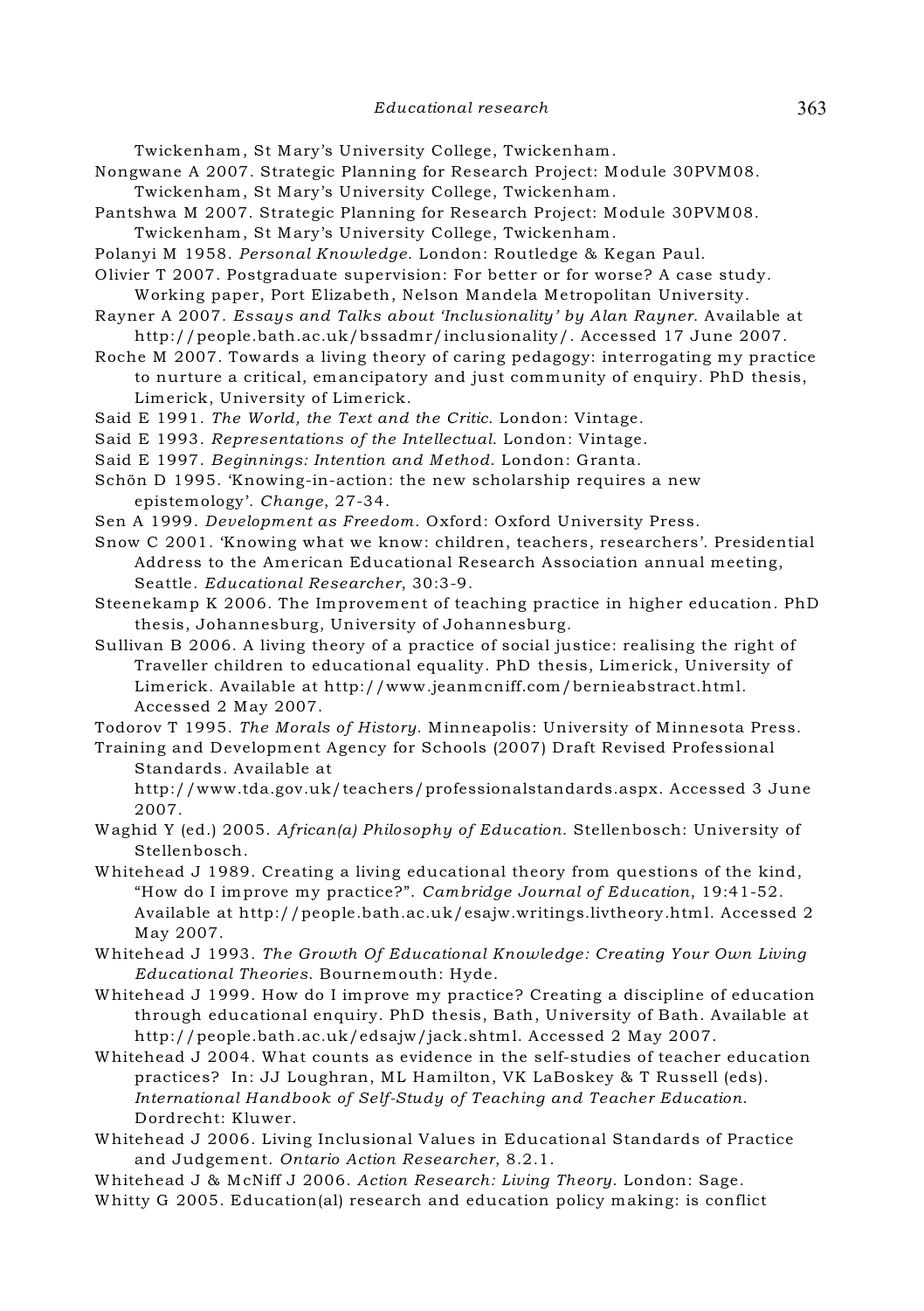Twickenham, St Mary's University College, Twickenham.

Nongwane A 2007. Strategic Planning for Research Project: Module 30PVM08. Twickenham, St Mary's University College, Twickenham.

Pantshwa M 2007. Strategic Planning for Research Project: Module 30PVM08. Twickenham, St Mary's University College, Twickenham.

Polanyi M 1958. *Personal Knowledge*. London: Routledge & Kegan Paul.

Olivier T 2007. Postgraduate supervision: For better or for worse? A case study. Working paper, Port Elizabeth, Nelson Mandela Metropolitan University.

Rayner A 2007. *Essays and Talks about 'Inclusionality' by Alan Rayner*. Available at http://people.bath.ac.uk/bssadmr/inclusionality/. Accessed 17 June 2007.

Roche M 2007. Towards a living theory of caring pedagogy: interrogating my practice to nurture a critical, emancipatory and just community of enquiry. PhD thesis, Limerick, University of Limerick.

Said E 1991. *The World, the Text and the Critic*. London: Vintage.

Said E 1993. *Representations of the Intellectual*. London: Vintage.

Said E 1997. *Beginnings: Intention and Method*. London: Granta.

Schön D 1995. 'Knowing-in-action: the new scholarship requires a new epistemology'. *Change*, 27-34.

Sen A 1999. *Development as Freedom*. Oxford: Oxford University Press.

Snow C 2001. 'Knowing what we know: children, teachers, researchers'. Presidential Address to the American Educational Research Association annual meeting, Seattle. *Educational Researcher*, 30:3-9.

Steenekamp K 2006. The Improvement of teaching practice in higher education. PhD thesis, Johannesburg, University of Johannesburg.

Sullivan B 2006. A living theory of a practice of social justice: realising the right of Traveller children to educational equality. PhD thesis, Limerick, University of Limerick. Available at http://www.jeanmcniff.com/bernieabstract.html. Accessed 2 May 2007.

Todorov T 1995. *The Morals of History*. Minneapolis: University of Minnesota Press.

Training and Development Agency for Schools (2007) Draft Revised Professional Standards. Available at http://www.tda.gov.uk/teachers/professionalstandards.aspx. Accessed 3 June 2007.

Waghid Y (ed.) 2005. *African(a) Philosophy of Education*. Stellenbosch: University of Stellenbosch.

Whitehead J 1989. Creating a living educational theory from questions of the kind, "How do I improve my practice?". *Cambridge Journal of Education*, 19:41-52. Available at http://people.bath.ac.uk/esajw.writings.livtheory.html. Accessed 2 May 2007.

Whitehead J 1993. *The Growth Of Educational Knowledge: Creating Your Own Living Educational Theories*. Bournemouth: Hyde.

Whitehead J 1999. How do I improve my practice? Creating a discipline of education through educational enquiry. PhD thesis, Bath, University of Bath. Available at http://people.bath.ac.uk/edsajw/jack.shtml. Accessed 2 May 2007.

Whitehead J 2004. What counts as evidence in the self-studies of teacher education practices? In: JJ Loughran, ML Hamilton, VK LaBoskey & T Russell (eds). *International Handbook of Self-Study of Teaching and Teacher Education*. Dordrecht: Kluwer.

Whitehead J 2006. Living Inclusional Values in Educational Standards of Practice and Judgement. *Ontario Action Researcher*, 8.2.1.

Whitehead J & McNiff J 2006. *Action Research: Living Theory*. London: Sage.

Whitty G 2005. Education(al) research and education policy making: is conflict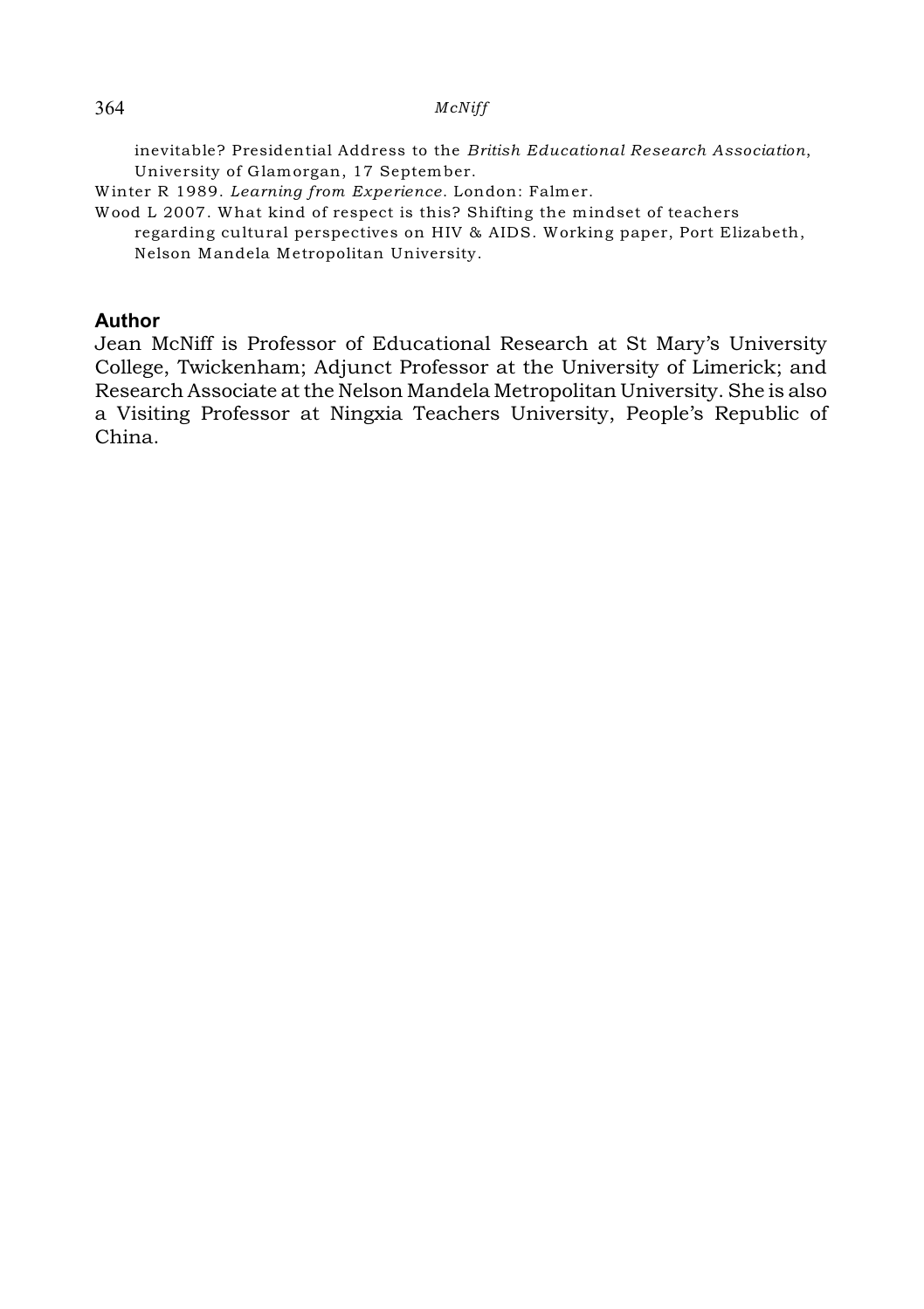inevitable? Presidential Address to the *British Educational Research Association*, University of Glamorgan, 17 September.

Winter R 1989. *Learning from Experience*. London: Falmer.

Wood L 2007. What kind of respect is this? Shifting the mindset of teachers regarding cultural perspectives on HIV & AIDS. Working paper, Port Elizabeth, Nelson Mandela Metropolitan University.

## Author

Jean McNiff is Professor of Educational Research at St Mary's University College, Twickenham; Adjunct Professor at the University of Limerick; and Research Associate at the Nelson Mandela Metropolitan University. She is also a Visiting Professor at Ningxia Teachers University, People's Republic of China.